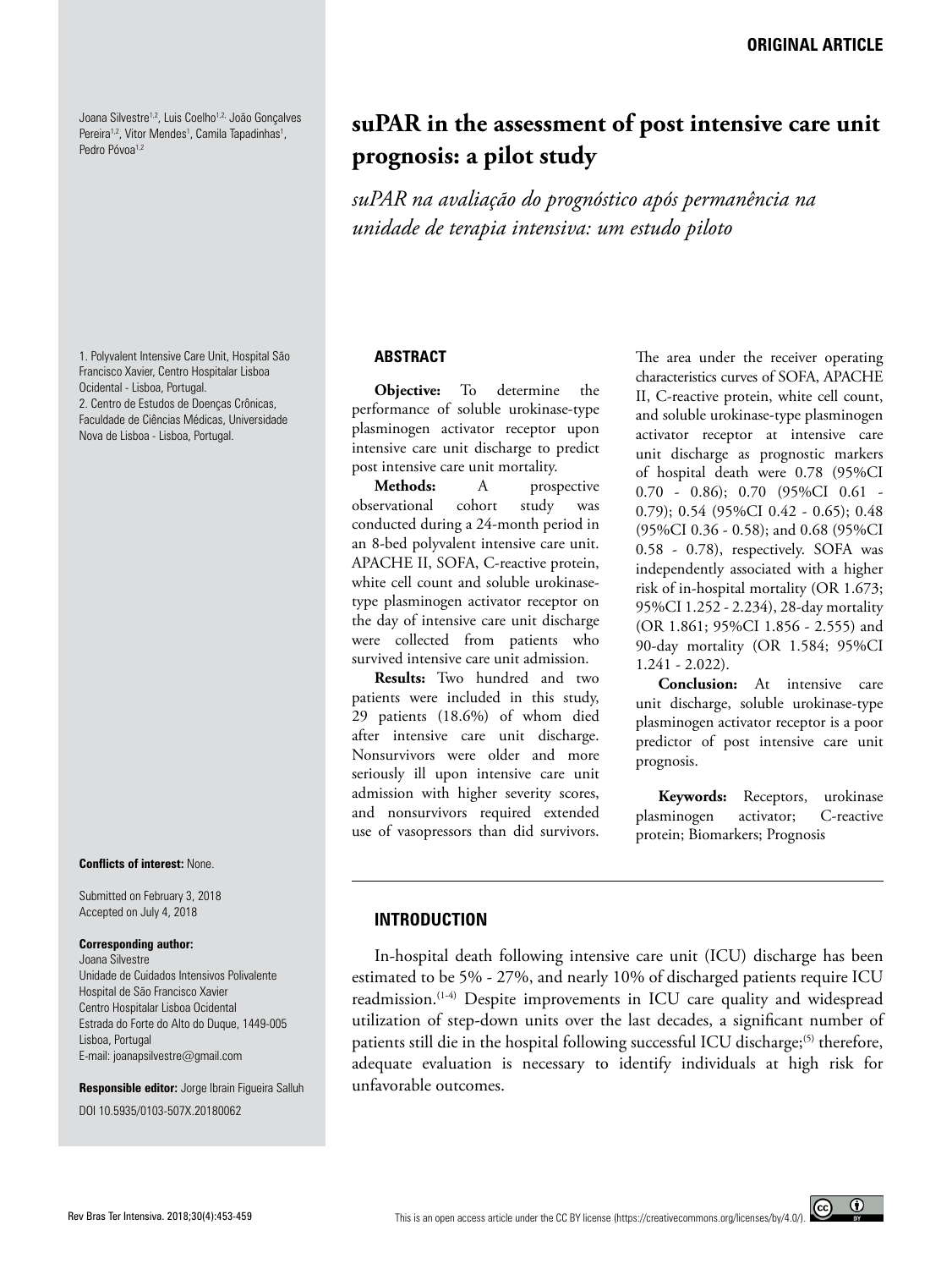ORIGINAL ARTICLE

Joana Silvestre[1,2], Luis Coelho[1,2], João Gonçalves Pereira[1,2], Vitor Mendes[1], Camila Tapadinhas[1], Pedro Póvoa[1,2]

1. Polyvalent Intensive Care Unit, Hospital São Francisco Xavier, Centro Hospitalar Lisboa Ocidental - Lisboa, Portugal.
2. Centro de Estudos de Doenças Crônicas, Faculdade de Ciências Médicas, Universidade Nova de Lisboa - Lisboa, Portugal.

# suPAR in the assessment of post intensive care unit prognosis: a pilot study

*suPAR na avaliação do prognóstico após permanência na unidade de terapia intensiva: um estudo piloto*

## ABSTRACT

**Objective:** To determine the performance of soluble urokinase-type plasminogen activator receptor upon intensive care unit discharge to predict post intensive care unit mortality.

**Methods:** A prospective observational cohort study was conducted during a 24-month period in an 8-bed polyvalent intensive care unit. APACHE II, SOFA, C-reactive protein, white cell count and soluble urokinase-type plasminogen activator receptor on the day of intensive care unit discharge were collected from patients who survived intensive care unit admission.

**Results:** Two hundred and two patients were included in this study, 29 patients (18.6%) of whom died after intensive care unit discharge. Nonsurvivors were older and more seriously ill upon intensive care unit admission with higher severity scores, and nonsurvivors required extended use of vasopressors than did survivors. The area under the receiver operating characteristics curves of SOFA, APACHE II, C-reactive protein, white cell count, and soluble urokinase-type plasminogen activator receptor at intensive care unit discharge as prognostic markers of hospital death were 0.78 (95%CI 0.70 - 0.86); 0.70 (95%CI 0.61 - 0.79); 0.54 (95%CI 0.42 - 0.65); 0.48 (95%CI 0.36 - 0.58); and 0.68 (95%CI 0.58 - 0.78), respectively. SOFA was independently associated with a higher risk of in-hospital mortality (OR 1.673; 95%CI 1.252 - 2.234), 28-day mortality (OR 1.861; 95%CI 1.856 - 2.555) and 90-day mortality (OR 1.584; 95%CI 1.241 - 2.022).

**Conclusion:** At intensive care unit discharge, soluble urokinase-type plasminogen activator receptor is a poor predictor of post intensive care unit prognosis.

**Keywords:** Receptors, urokinase plasminogen activator; C-reactive protein; Biomarkers; Prognosis

**Conflicts of interest:** None.

Submitted on February 3, 2018
Accepted on July 4, 2018

**Corresponding author:**
Joana Silvestre
Unidade de Cuidados Intensivos Polivalente
Hospital de São Francisco Xavier
Centro Hospitalar Lisboa Ocidental
Estrada do Forte do Alto do Duque, 1449-005
Lisboa, Portugal
E-mail: joanapsilvestre@gmail.com

**Responsible editor:** Jorge Ibrain Figueira Salluh

DOI 10.5935/0103-507X.20180062

## INTRODUCTION

In-hospital death following intensive care unit (ICU) discharge has been estimated to be 5% - 27%, and nearly 10% of discharged patients require ICU readmission.[1-4] Despite improvements in ICU care quality and widespread utilization of step-down units over the last decades, a significant number of patients still die in the hospital following successful ICU discharge;[5] therefore, adequate evaluation is necessary to identify individuals at high risk for unfavorable outcomes.

This is an open access article under the CC BY license (https://creativecommons.org/licenses/by/4.0/).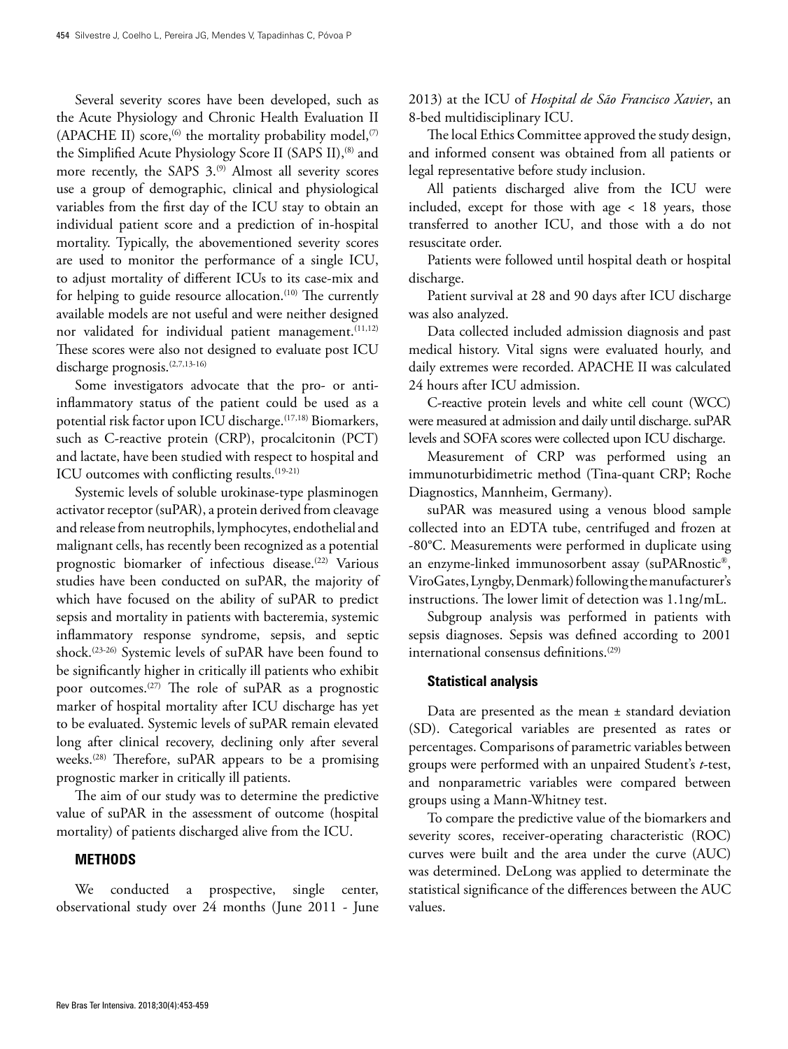Several severity scores have been developed, such as the Acute Physiology and Chronic Health Evaluation II (APACHE II) score,[6] the mortality probability model,[7] the Simplified Acute Physiology Score II (SAPS II),[8] and more recently, the SAPS 3.[9] Almost all severity scores use a group of demographic, clinical and physiological variables from the first day of the ICU stay to obtain an individual patient score and a prediction of in-hospital mortality. Typically, the abovementioned severity scores are used to monitor the performance of a single ICU, to adjust mortality of different ICUs to its case-mix and for helping to guide resource allocation.[10] The currently available models are not useful and were neither designed nor validated for individual patient management.[11,12] These scores were also not designed to evaluate post ICU discharge prognosis.[2,7,13-16]

Some investigators advocate that the pro- or anti-inflammatory status of the patient could be used as a potential risk factor upon ICU discharge.[17,18] Biomarkers, such as C-reactive protein (CRP), procalcitonin (PCT) and lactate, have been studied with respect to hospital and ICU outcomes with conflicting results.[19-21]

Systemic levels of soluble urokinase-type plasminogen activator receptor (suPAR), a protein derived from cleavage and release from neutrophils, lymphocytes, endothelial and malignant cells, has recently been recognized as a potential prognostic biomarker of infectious disease.[22] Various studies have been conducted on suPAR, the majority of which have focused on the ability of suPAR to predict sepsis and mortality in patients with bacteremia, systemic inflammatory response syndrome, sepsis, and septic shock.[23-26] Systemic levels of suPAR have been found to be significantly higher in critically ill patients who exhibit poor outcomes.[27] The role of suPAR as a prognostic marker of hospital mortality after ICU discharge has yet to be evaluated. Systemic levels of suPAR remain elevated long after clinical recovery, declining only after several weeks.[28] Therefore, suPAR appears to be a promising prognostic marker in critically ill patients.

The aim of our study was to determine the predictive value of suPAR in the assessment of outcome (hospital mortality) of patients discharged alive from the ICU.

## METHODS

We conducted a prospective, single center, observational study over 24 months (June 2011 - June 2013) at the ICU of *Hospital de São Francisco Xavier*, an 8-bed multidisciplinary ICU.

The local Ethics Committee approved the study design, and informed consent was obtained from all patients or legal representative before study inclusion.

All patients discharged alive from the ICU were included, except for those with age < 18 years, those transferred to another ICU, and those with a do not resuscitate order.

Patients were followed until hospital death or hospital discharge.

Patient survival at 28 and 90 days after ICU discharge was also analyzed.

Data collected included admission diagnosis and past medical history. Vital signs were evaluated hourly, and daily extremes were recorded. APACHE II was calculated 24 hours after ICU admission.

C-reactive protein levels and white cell count (WCC) were measured at admission and daily until discharge. suPAR levels and SOFA scores were collected upon ICU discharge.

Measurement of CRP was performed using an immunoturbidimetric method (Tina-quant CRP; Roche Diagnostics, Mannheim, Germany).

suPAR was measured using a venous blood sample collected into an EDTA tube, centrifuged and frozen at -80°C. Measurements were performed in duplicate using an enzyme-linked immunosorbent assay (suPARnostic®, ViroGates, Lyngby, Denmark) following the manufacturer's instructions. The lower limit of detection was 1.1ng/mL.

Subgroup analysis was performed in patients with sepsis diagnoses. Sepsis was defined according to 2001 international consensus definitions.[29]

### Statistical analysis

Data are presented as the mean ± standard deviation (SD). Categorical variables are presented as rates or percentages. Comparisons of parametric variables between groups were performed with an unpaired Student's *t*-test, and nonparametric variables were compared between groups using a Mann-Whitney test.

To compare the predictive value of the biomarkers and severity scores, receiver-operating characteristic (ROC) curves were built and the area under the curve (AUC) was determined. DeLong was applied to determinate the statistical significance of the differences between the AUC values.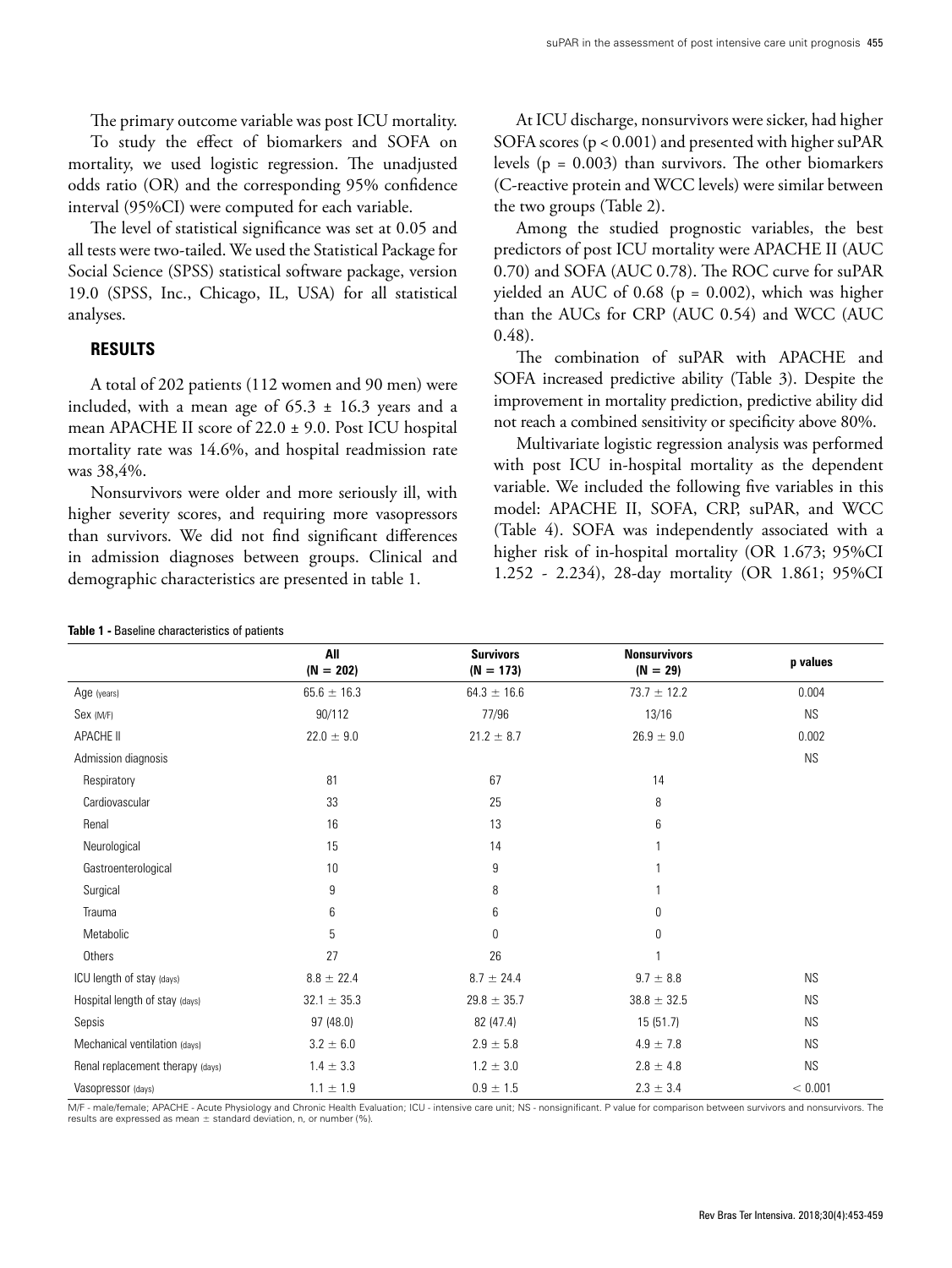The primary outcome variable was post ICU mortality.

To study the effect of biomarkers and SOFA on mortality, we used logistic regression. The unadjusted odds ratio (OR) and the corresponding 95% confidence interval (95%CI) were computed for each variable.

The level of statistical significance was set at 0.05 and all tests were two-tailed. We used the Statistical Package for Social Science (SPSS) statistical software package, version 19.0 (SPSS, Inc., Chicago, IL, USA) for all statistical analyses.

## RESULTS

A total of 202 patients (112 women and 90 men) were included, with a mean age of 65.3 ± 16.3 years and a mean APACHE II score of 22.0 ± 9.0. Post ICU hospital mortality rate was 14.6%, and hospital readmission rate was 38,4%.

Nonsurvivors were older and more seriously ill, with higher severity scores, and requiring more vasopressors than survivors. We did not find significant differences in admission diagnoses between groups. Clinical and demographic characteristics are presented in table 1.

At ICU discharge, nonsurvivors were sicker, had higher SOFA scores (p < 0.001) and presented with higher suPAR levels (p = 0.003) than survivors. The other biomarkers (C-reactive protein and WCC levels) were similar between the two groups (Table 2).

Among the studied prognostic variables, the best predictors of post ICU mortality were APACHE II (AUC 0.70) and SOFA (AUC 0.78). The ROC curve for suPAR yielded an AUC of 0.68 (p = 0.002), which was higher than the AUCs for CRP (AUC 0.54) and WCC (AUC 0.48).

The combination of suPAR with APACHE and SOFA increased predictive ability (Table 3). Despite the improvement in mortality prediction, predictive ability did not reach a combined sensitivity or specificity above 80%.

Multivariate logistic regression analysis was performed with post ICU in-hospital mortality as the dependent variable. We included the following five variables in this model: APACHE II, SOFA, CRP, suPAR, and WCC (Table 4). SOFA was independently associated with a higher risk of in-hospital mortality (OR 1.673; 95%CI 1.252 - 2.234), 28-day mortality (OR 1.861; 95%CI

**Table 1 -** Baseline characteristics of patients

| | All (N = 202) | Survivors (N = 173) | Nonsurvivors (N = 29) | p values |
|---|---|---|---|---|
| Age (years) | 65.6 ± 16.3 | 64.3 ± 16.6 | 73.7 ± 12.2 | 0.004 |
| Sex (M/F) | 90/112 | 77/96 | 13/16 | NS |
| APACHE II | 22.0 ± 9.0 | 21.2 ± 8.7 | 26.9 ± 9.0 | 0.002 |
| Admission diagnosis | | | | NS |
| Respiratory | 81 | 67 | 14 | |
| Cardiovascular | 33 | 25 | 8 | |
| Renal | 16 | 13 | 6 | |
| Neurological | 15 | 14 | 1 | |
| Gastroenterological | 10 | 9 | 1 | |
| Surgical | 9 | 8 | 1 | |
| Trauma | 6 | 6 | 0 | |
| Metabolic | 5 | 0 | 0 | |
| Others | 27 | 26 | 1 | |
| ICU length of stay (days) | 8.8 ± 22.4 | 8.7 ± 24.4 | 9.7 ± 8.8 | NS |
| Hospital length of stay (days) | 32.1 ± 35.3 | 29.8 ± 35.7 | 38.8 ± 32.5 | NS |
| Sepsis | 97 (48.0) | 82 (47.4) | 15 (51.7) | NS |
| Mechanical ventilation (days) | 3.2 ± 6.0 | 2.9 ± 5.8 | 4.9 ± 7.8 | NS |
| Renal replacement therapy (days) | 1.4 ± 3.3 | 1.2 ± 3.0 | 2.8 ± 4.8 | NS |
| Vasopressor (days) | 1.1 ± 1.9 | 0.9 ± 1.5 | 2.3 ± 3.4 | < 0.001 |

M/F - male/female; APACHE - Acute Physiology and Chronic Health Evaluation; ICU - intensive care unit; NS - nonsignificant. P value for comparison between survivors and nonsurvivors. The results are expressed as mean ± standard deviation, n, or number (%).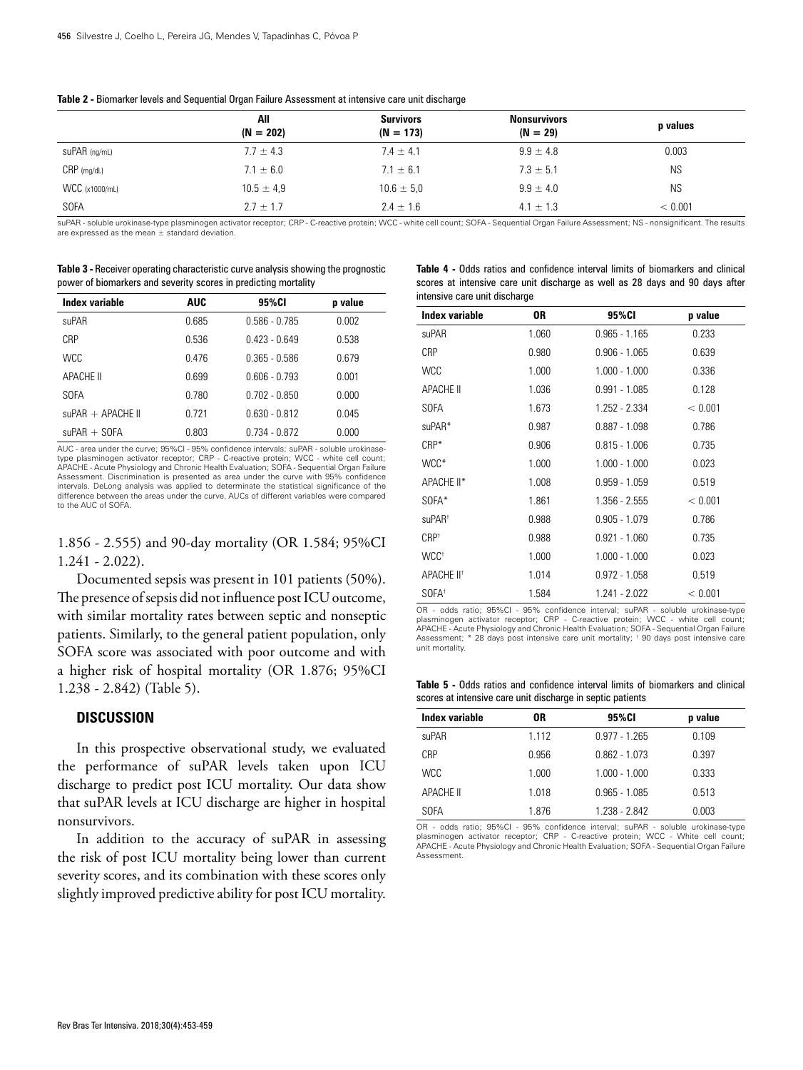**Table 2 -** Biomarker levels and Sequential Organ Failure Assessment at intensive care unit discharge

| | All (N = 202) | Survivors (N = 173) | Nonsurvivors (N = 29) | p values |
|---|---|---|---|---|
| suPAR (ng/mL) | 7.7 ± 4.3 | 7.4 ± 4.1 | 9.9 ± 4.8 | 0.003 |
| CRP (mg/dL) | 7.1 ± 6.0 | 7.1 ± 6.1 | 7.3 ± 5.1 | NS |
| WCC (x1000/mL) | 10.5 ± 4,9 | 10.6 ± 5,0 | 9.9 ± 4.0 | NS |
| SOFA | 2.7 ± 1.7 | 2.4 ± 1.6 | 4.1 ± 1.3 | < 0.001 |

suPAR - soluble urokinase-type plasminogen activator receptor; CRP - C-reactive protein; WCC - white cell count; SOFA - Sequential Organ Failure Assessment; NS - nonsignificant. The results are expressed as the mean ± standard deviation.

**Table 3 -** Receiver operating characteristic curve analysis showing the prognostic power of biomarkers and severity scores in predicting mortality

| Index variable | AUC | 95%CI | p value |
|---|---|---|---|
| suPAR | 0.685 | 0.586 - 0.785 | 0.002 |
| CRP | 0.536 | 0.423 - 0.649 | 0.538 |
| WCC | 0.476 | 0.365 - 0.586 | 0.679 |
| APACHE II | 0.699 | 0.606 - 0.793 | 0.001 |
| SOFA | 0.780 | 0.702 - 0.850 | 0.000 |
| suPAR + APACHE II | 0.721 | 0.630 - 0.812 | 0.045 |
| suPAR + SOFA | 0.803 | 0.734 - 0.872 | 0.000 |

AUC - area under the curve; 95%CI - 95% confidence intervals; suPAR - soluble urokinase-type plasminogen activator receptor; CRP - C-reactive protein; WCC - white cell count; APACHE - Acute Physiology and Chronic Health Evaluation; SOFA - Sequential Organ Failure Assessment. Discrimination is presented as area under the curve with 95% confidence intervals. DeLong analysis was applied to determinate the statistical significance of the difference between the areas under the curve. AUCs of different variables were compared to the AUC of SOFA.

1.856 - 2.555) and 90-day mortality (OR 1.584; 95%CI 1.241 - 2.022).

Documented sepsis was present in 101 patients (50%). The presence of sepsis did not influence post ICU outcome, with similar mortality rates between septic and nonseptic patients. Similarly, to the general patient population, only SOFA score was associated with poor outcome and with a higher risk of hospital mortality (OR 1.876; 95%CI 1.238 - 2.842) (Table 5).

## DISCUSSION

In this prospective observational study, we evaluated the performance of suPAR levels taken upon ICU discharge to predict post ICU mortality. Our data show that suPAR levels at ICU discharge are higher in hospital nonsurvivors.

In addition to the accuracy of suPAR in assessing the risk of post ICU mortality being lower than current severity scores, and its combination with these scores only slightly improved predictive ability for post ICU mortality.

**Table 4 -** Odds ratios and confidence interval limits of biomarkers and clinical scores at intensive care unit discharge as well as 28 days and 90 days after intensive care unit discharge

| Index variable | OR | 95%CI | p value |
|---|---|---|---|
| suPAR | 1.060 | 0.965 - 1.165 | 0.233 |
| CRP | 0.980 | 0.906 - 1.065 | 0.639 |
| WCC | 1.000 | 1.000 - 1.000 | 0.336 |
| APACHE II | 1.036 | 0.991 - 1.085 | 0.128 |
| SOFA | 1.673 | 1.252 - 2.334 | < 0.001 |
| suPAR* | 0.987 | 0.887 - 1.098 | 0.786 |
| CRP* | 0.906 | 0.815 - 1.006 | 0.735 |
| WCC* | 1.000 | 1.000 - 1.000 | 0.023 |
| APACHE II* | 1.008 | 0.959 - 1.059 | 0.519 |
| SOFA* | 1.861 | 1.356 - 2.555 | < 0.001 |
| suPAR† | 0.988 | 0.905 - 1.079 | 0.786 |
| CRP† | 0.988 | 0.921 - 1.060 | 0.735 |
| WCC† | 1.000 | 1.000 - 1.000 | 0.023 |
| APACHE II† | 1.014 | 0.972 - 1.058 | 0.519 |
| SOFA† | 1.584 | 1.241 - 2.022 | < 0.001 |

OR - odds ratio; 95%CI - 95% confidence interval; suPAR - soluble urokinase-type plasminogen activator receptor; CRP - C-reactive protein; WCC - white cell count; APACHE - Acute Physiology and Chronic Health Evaluation; SOFA - Sequential Organ Failure Assessment; * 28 days post intensive care unit mortality; † 90 days post intensive care unit mortality.

**Table 5 -** Odds ratios and confidence interval limits of biomarkers and clinical scores at intensive care unit discharge in septic patients

| Index variable | OR | 95%CI | p value |
|---|---|---|---|
| suPAR | 1.112 | 0.977 - 1.265 | 0.109 |
| CRP | 0.956 | 0.862 - 1.073 | 0.397 |
| WCC | 1.000 | 1.000 - 1.000 | 0.333 |
| APACHE II | 1.018 | 0.965 - 1.085 | 0.513 |
| SOFA | 1.876 | 1.238 - 2.842 | 0.003 |

OR - odds ratio; 95%CI - 95% confidence interval; suPAR - soluble urokinase-type plasminogen activator receptor; CRP - C-reactive protein; WCC - White cell count; APACHE - Acute Physiology and Chronic Health Evaluation; SOFA - Sequential Organ Failure Assessment.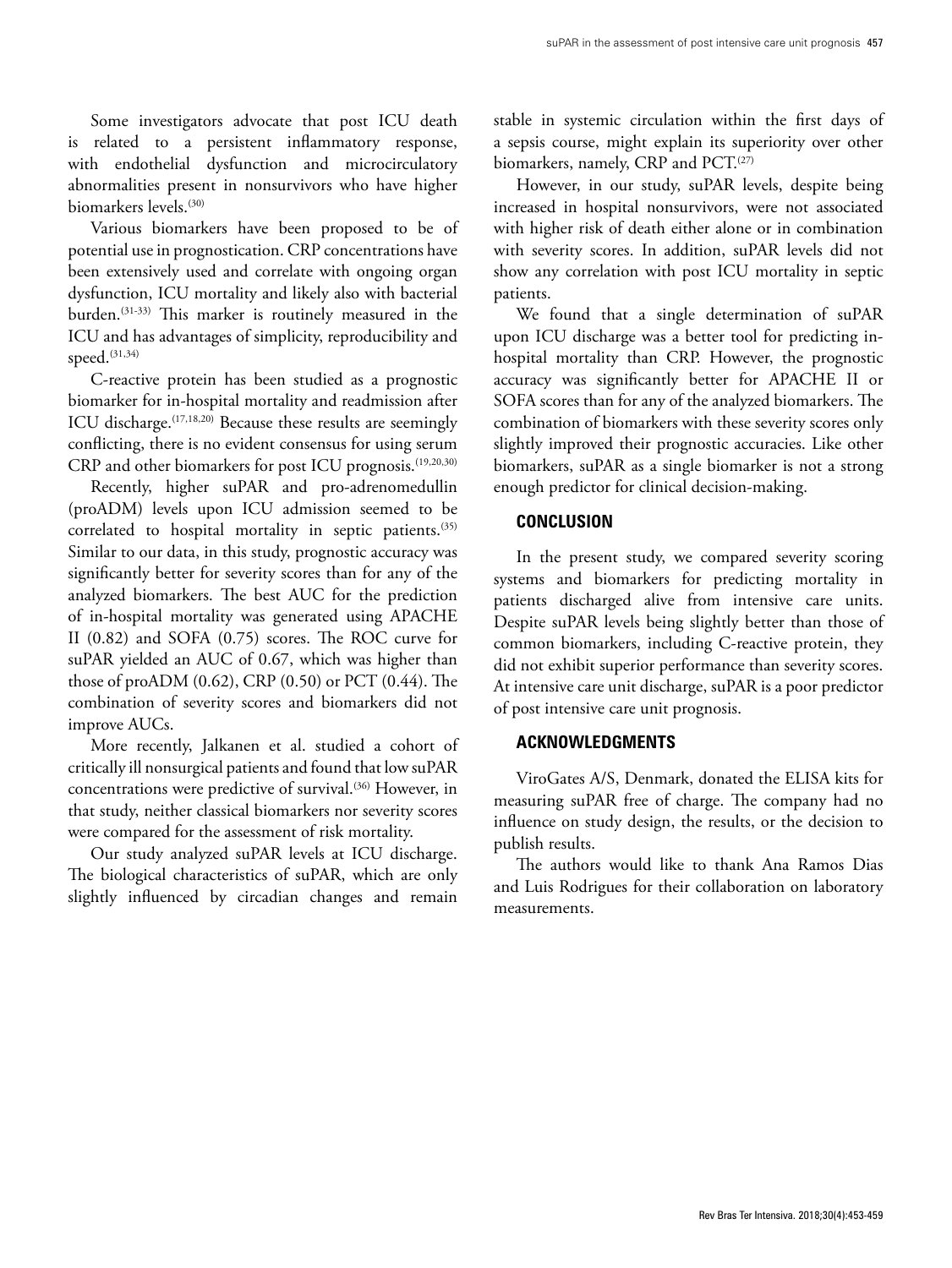Some investigators advocate that post ICU death is related to a persistent inflammatory response, with endothelial dysfunction and microcirculatory abnormalities present in nonsurvivors who have higher biomarkers levels.[30]

Various biomarkers have been proposed to be of potential use in prognostication. CRP concentrations have been extensively used and correlate with ongoing organ dysfunction, ICU mortality and likely also with bacterial burden.[31-33] This marker is routinely measured in the ICU and has advantages of simplicity, reproducibility and speed.[31,34]

C-reactive protein has been studied as a prognostic biomarker for in-hospital mortality and readmission after ICU discharge.[17,18,20] Because these results are seemingly conflicting, there is no evident consensus for using serum CRP and other biomarkers for post ICU prognosis.[19,20,30]

Recently, higher suPAR and pro-adrenomedullin (proADM) levels upon ICU admission seemed to be correlated to hospital mortality in septic patients.[35] Similar to our data, in this study, prognostic accuracy was significantly better for severity scores than for any of the analyzed biomarkers. The best AUC for the prediction of in-hospital mortality was generated using APACHE II (0.82) and SOFA (0.75) scores. The ROC curve for suPAR yielded an AUC of 0.67, which was higher than those of proADM (0.62), CRP (0.50) or PCT (0.44). The combination of severity scores and biomarkers did not improve AUCs.

More recently, Jalkanen et al. studied a cohort of critically ill nonsurgical patients and found that low suPAR concentrations were predictive of survival.[36] However, in that study, neither classical biomarkers nor severity scores were compared for the assessment of risk mortality.

Our study analyzed suPAR levels at ICU discharge. The biological characteristics of suPAR, which are only slightly influenced by circadian changes and remain stable in systemic circulation within the first days of a sepsis course, might explain its superiority over other biomarkers, namely, CRP and PCT.[27]

However, in our study, suPAR levels, despite being increased in hospital nonsurvivors, were not associated with higher risk of death either alone or in combination with severity scores. In addition, suPAR levels did not show any correlation with post ICU mortality in septic patients.

We found that a single determination of suPAR upon ICU discharge was a better tool for predicting in-hospital mortality than CRP. However, the prognostic accuracy was significantly better for APACHE II or SOFA scores than for any of the analyzed biomarkers. The combination of biomarkers with these severity scores only slightly improved their prognostic accuracies. Like other biomarkers, suPAR as a single biomarker is not a strong enough predictor for clinical decision-making.

## CONCLUSION

In the present study, we compared severity scoring systems and biomarkers for predicting mortality in patients discharged alive from intensive care units. Despite suPAR levels being slightly better than those of common biomarkers, including C-reactive protein, they did not exhibit superior performance than severity scores. At intensive care unit discharge, suPAR is a poor predictor of post intensive care unit prognosis.

## ACKNOWLEDGMENTS

ViroGates A/S, Denmark, donated the ELISA kits for measuring suPAR free of charge. The company had no influence on study design, the results, or the decision to publish results.

The authors would like to thank Ana Ramos Dias and Luis Rodrigues for their collaboration on laboratory measurements.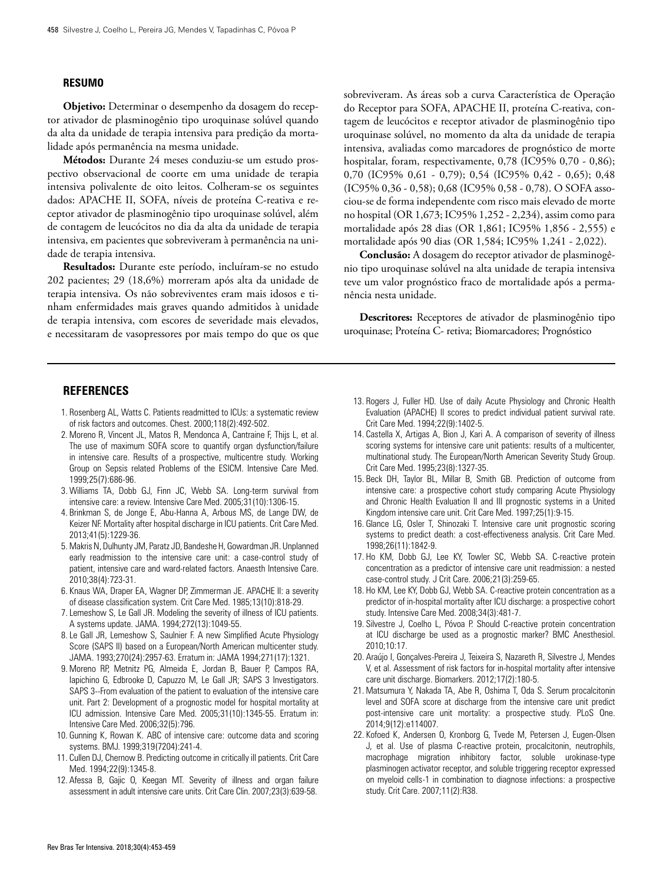## RESUMO

**Objetivo:** Determinar o desempenho da dosagem do receptor ativador de plasminogênio tipo uroquinase solúvel quando da alta da unidade de terapia intensiva para predição da mortalidade após permanência na mesma unidade.

**Métodos:** Durante 24 meses conduziu-se um estudo prospectivo observacional de coorte em uma unidade de terapia intensiva polivalente de oito leitos. Colheram-se os seguintes dados: APACHE II, SOFA, níveis de proteína C-reativa e receptor ativador de plasminogênio tipo uroquinase solúvel, além de contagem de leucócitos no dia da alta da unidade de terapia intensiva, em pacientes que sobreviveram à permanência na unidade de terapia intensiva.

**Resultados:** Durante este período, incluíram-se no estudo 202 pacientes; 29 (18,6%) morreram após alta da unidade de terapia intensiva. Os não sobreviventes eram mais idosos e tinham enfermidades mais graves quando admitidos à unidade de terapia intensiva, com escores de severidade mais elevados, e necessitaram de vasopressores por mais tempo do que os que sobreviveram. As áreas sob a curva Característica de Operação do Receptor para SOFA, APACHE II, proteína C-reativa, contagem de leucócitos e receptor ativador de plasminogênio tipo uroquinase solúvel, no momento da alta da unidade de terapia intensiva, avaliadas como marcadores de prognóstico de morte hospitalar, foram, respectivamente, 0,78 (IC95% 0,70 - 0,86); 0,70 (IC95% 0,61 - 0,79); 0,54 (IC95% 0,42 - 0,65); 0,48 (IC95% 0,36 - 0,58); 0,68 (IC95% 0,58 - 0,78). O SOFA associou-se de forma independente com risco mais elevado de morte no hospital (OR 1,673; IC95% 1,252 - 2,234), assim como para mortalidade após 28 dias (OR 1,861; IC95% 1,856 - 2,555) e mortalidade após 90 dias (OR 1,584; IC95% 1,241 - 2,022).

**Conclusão:** A dosagem do receptor ativador de plasminogênio tipo uroquinase solúvel na alta unidade de terapia intensiva teve um valor prognóstico fraco de mortalidade após a permanência nesta unidade.

**Descritores:** Receptores de ativador de plasminogênio tipo uroquinase; Proteína C- retiva; Biomarcadores; Prognóstico

## REFERENCES

1. Rosenberg AL, Watts C. Patients readmitted to ICUs: a systematic review of risk factors and outcomes. Chest. 2000;118(2):492-502.
2. Moreno R, Vincent JL, Matos R, Mendonca A, Cantraine F, Thijs L, et al. The use of maximum SOFA score to quantify organ dysfunction/failure in intensive care. Results of a prospective, multicentre study. Working Group on Sepsis related Problems of the ESICM. Intensive Care Med. 1999;25(7):686-96.
3. Williams TA, Dobb GJ, Finn JC, Webb SA. Long-term survival from intensive care: a review. Intensive Care Med. 2005;31(10):1306-15.
4. Brinkman S, de Jonge E, Abu-Hanna A, Arbous MS, de Lange DW, de Keizer NF. Mortality after hospital discharge in ICU patients. Crit Care Med. 2013;41(5):1229-36.
5. Makris N, Dulhunty JM, Paratz JD, Bandeshe H, Gowardman JR. Unplanned early readmission to the intensive care unit: a case-control study of patient, intensive care and ward-related factors. Anaesth Intensive Care. 2010;38(4):723-31.
6. Knaus WA, Draper EA, Wagner DP, Zimmerman JE. APACHE II: a severity of disease classification system. Crit Care Med. 1985;13(10):818-29.
7. Lemeshow S, Le Gall JR. Modeling the severity of illness of ICU patients. A systems update. JAMA. 1994;272(13):1049-55.
8. Le Gall JR, Lemeshow S, Saulnier F. A new Simplified Acute Physiology Score (SAPS II) based on a European/North American multicenter study. JAMA. 1993;270(24):2957-63. Erratum in: JAMA 1994;271(17):1321.
9. Moreno RP, Metnitz PG, Almeida E, Jordan B, Bauer P, Campos RA, Iapichino G, Edbrooke D, Capuzzo M, Le Gall JR; SAPS 3 Investigators. SAPS 3--From evaluation of the patient to evaluation of the intensive care unit. Part 2: Development of a prognostic model for hospital mortality at ICU admission. Intensive Care Med. 2005;31(10):1345-55. Erratum in: Intensive Care Med. 2006;32(5):796.
10. Gunning K, Rowan K. ABC of intensive care: outcome data and scoring systems. BMJ. 1999;319(7204):241-4.
11. Cullen DJ, Chernow B. Predicting outcome in critically ill patients. Crit Care Med. 1994;22(9):1345-8.
12. Afessa B, Gajic O, Keegan MT. Severity of illness and organ failure assessment in adult intensive care units. Crit Care Clin. 2007;23(3):639-58.
13. Rogers J, Fuller HD. Use of daily Acute Physiology and Chronic Health Evaluation (APACHE) II scores to predict individual patient survival rate. Crit Care Med. 1994;22(9):1402-5.
14. Castella X, Artigas A, Bion J, Kari A. A comparison of severity of illness scoring systems for intensive care unit patients: results of a multicenter, multinational study. The European/North American Severity Study Group. Crit Care Med. 1995;23(8):1327-35.
15. Beck DH, Taylor BL, Millar B, Smith GB. Prediction of outcome from intensive care: a prospective cohort study comparing Acute Physiology and Chronic Health Evaluation II and III prognostic systems in a United Kingdom intensive care unit. Crit Care Med. 1997;25(1):9-15.
16. Glance LG, Osler T, Shinozaki T. Intensive care unit prognostic scoring systems to predict death: a cost-effectiveness analysis. Crit Care Med. 1998;26(11):1842-9.
17. Ho KM, Dobb GJ, Lee KY, Towler SC, Webb SA. C-reactive protein concentration as a predictor of intensive care unit readmission: a nested case-control study. J Crit Care. 2006;21(3):259-65.
18. Ho KM, Lee KY, Dobb GJ, Webb SA. C-reactive protein concentration as a predictor of in-hospital mortality after ICU discharge: a prospective cohort study. Intensive Care Med. 2008;34(3):481-7.
19. Silvestre J, Coelho L, Póvoa P. Should C-reactive protein concentration at ICU discharge be used as a prognostic marker? BMC Anesthesiol. 2010;10:17.
20. Araújo I, Gonçalves-Pereira J, Teixeira S, Nazareth R, Silvestre J, Mendes V, et al. Assessment of risk factors for in-hospital mortality after intensive care unit discharge. Biomarkers. 2012;17(2):180-5.
21. Matsumura Y, Nakada TA, Abe R, Oshima T, Oda S. Serum procalcitonin level and SOFA score at discharge from the intensive care unit predict post-intensive care unit mortality: a prospective study. PLoS One. 2014;9(12):e114007.
22. Kofoed K, Andersen O, Kronborg G, Tvede M, Petersen J, Eugen-Olsen J, et al. Use of plasma C-reactive protein, procalcitonin, neutrophils, macrophage migration inhibitory factor, soluble urokinase-type plasminogen activator receptor, and soluble triggering receptor expressed on myeloid cells-1 in combination to diagnose infections: a prospective study. Crit Care. 2007;11(2):R38.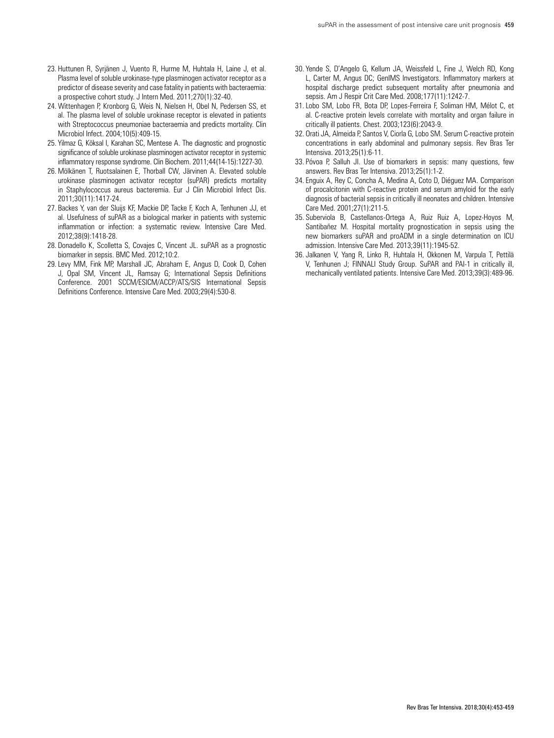23. Huttunen R, Syrjänen J, Vuento R, Hurme M, Huhtala H, Laine J, et al. Plasma level of soluble urokinase-type plasminogen activator receptor as a predictor of disease severity and case fatality in patients with bacteraemia: a prospective cohort study. J Intern Med. 2011;270(1):32-40.
24. Wittenhagen P, Kronborg G, Weis N, Nielsen H, Obel N, Pedersen SS, et al. The plasma level of soluble urokinase receptor is elevated in patients with Streptococcus pneumoniae bacteraemia and predicts mortality. Clin Microbiol Infect. 2004;10(5):409-15.
25. Yilmaz G, Köksal I, Karahan SC, Mentese A. The diagnostic and prognostic significance of soluble urokinase plasminogen activator receptor in systemic inflammatory response syndrome. Clin Biochem. 2011;44(14-15):1227-30.
26. Mölkänen T, Ruotsalainen E, Thorball CW, Järvinen A. Elevated soluble urokinase plasminogen activator receptor (suPAR) predicts mortality in Staphylococcus aureus bacteremia. Eur J Clin Microbiol Infect Dis. 2011;30(11):1417-24.
27. Backes Y, van der Sluijs KF, Mackie DP, Tacke F, Koch A, Tenhunen JJ, et al. Usefulness of suPAR as a biological marker in patients with systemic inflammation or infection: a systematic review. Intensive Care Med. 2012;38(9):1418-28.
28. Donadello K, Scolletta S, Covajes C, Vincent JL. suPAR as a prognostic biomarker in sepsis. BMC Med. 2012;10:2.
29. Levy MM, Fink MP, Marshall JC, Abraham E, Angus D, Cook D, Cohen J, Opal SM, Vincent JL, Ramsay G; International Sepsis Definitions Conference. 2001 SCCM/ESICM/ACCP/ATS/SIS International Sepsis Definitions Conference. Intensive Care Med. 2003;29(4):530-8.
30. Yende S, D'Angelo G, Kellum JA, Weissfeld L, Fine J, Welch RD, Kong L, Carter M, Angus DC; GenIMS Investigators. Inflammatory markers at hospital discharge predict subsequent mortality after pneumonia and sepsis. Am J Respir Crit Care Med. 2008;177(11):1242-7.
31. Lobo SM, Lobo FR, Bota DP, Lopes-Ferreira F, Soliman HM, Mélot C, et al. C-reactive protein levels correlate with mortality and organ failure in critically ill patients. Chest. 2003;123(6):2043-9.
32. Orati JA, Almeida P, Santos V, Ciorla G, Lobo SM. Serum C-reactive protein concentrations in early abdominal and pulmonary sepsis. Rev Bras Ter Intensiva. 2013;25(1):6-11.
33. Póvoa P, Salluh JI. Use of biomarkers in sepsis: many questions, few answers. Rev Bras Ter Intensiva. 2013;25(1):1-2.
34. Enguix A, Rey C, Concha A, Medina A, Coto D, Diéguez MA. Comparison of procalcitonin with C-reactive protein and serum amyloid for the early diagnosis of bacterial sepsis in critically ill neonates and children. Intensive Care Med. 2001;27(1):211-5.
35. Suberviola B, Castellanos-Ortega A, Ruiz Ruiz A, Lopez-Hoyos M, Santibañez M. Hospital mortality prognostication in sepsis using the new biomarkers suPAR and proADM in a single determination on ICU admission. Intensive Care Med. 2013;39(11):1945-52.
36. Jalkanen V, Yang R, Linko R, Huhtala H, Okkonen M, Varpula T, Pettilä V, Tenhunen J; FINNALI Study Group. SuPAR and PAI-1 in critically ill, mechanically ventilated patients. Intensive Care Med. 2013;39(3):489-96.